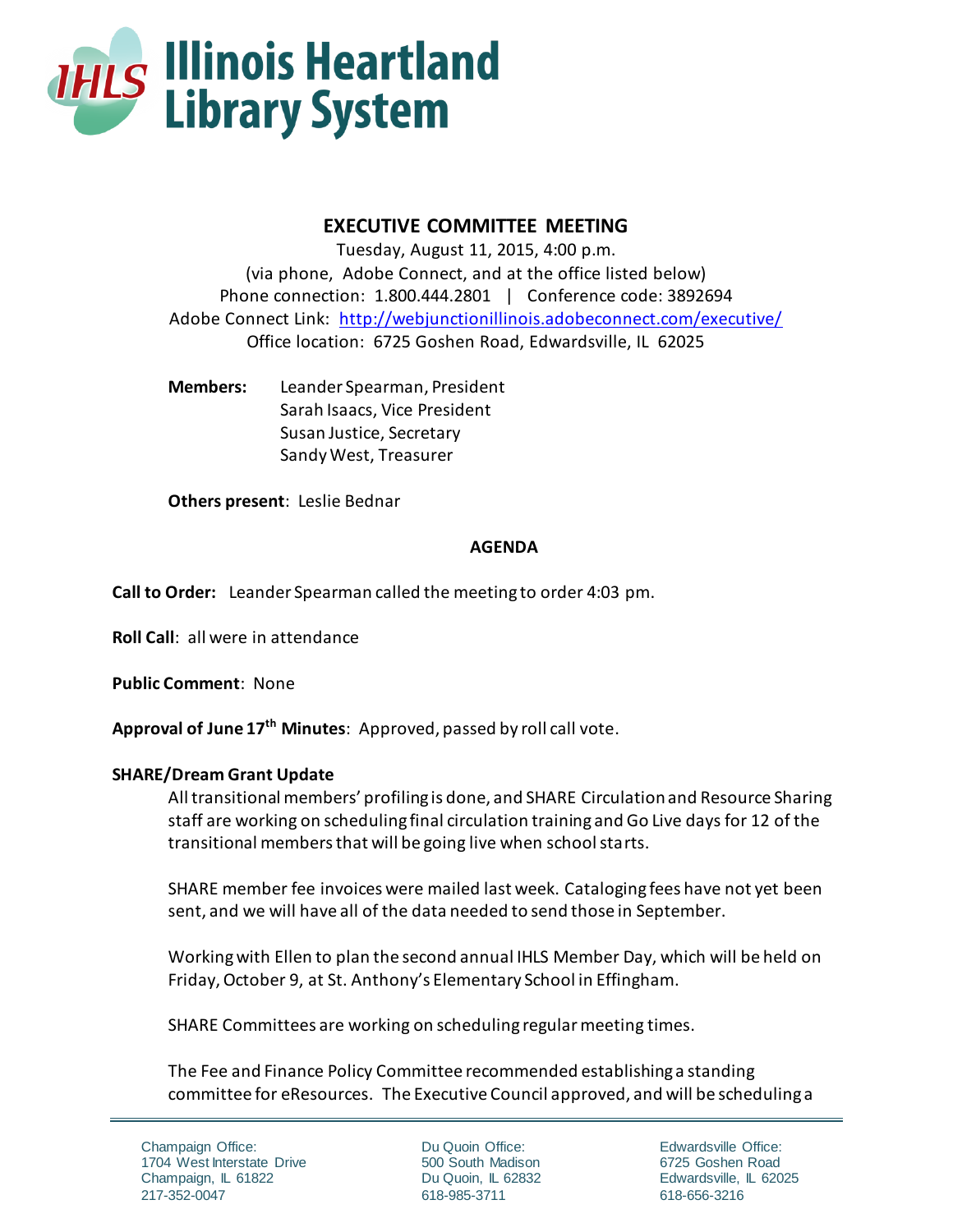# Illinois Heartland Library System

## EXECUTIVE COMMITTEE MEETING

Tuesday, August 11, 2015, 4:00 p.m.
(via phone, Adobe Connect, and at the office listed below)
Phone connection: 1.800.444.2801 | Conference code: 3892694
Adobe Connect Link: http://webjunctionillinois.adobeconnect.com/executive/
Office location: 6725 Goshen Road, Edwardsville, IL 62025

**Members:** Leander Spearman, President
Sarah Isaacs, Vice President
Susan Justice, Secretary
Sandy West, Treasurer

**Others present**: Leslie Bednar

**AGENDA**

**Call to Order:** Leander Spearman called the meeting to order 4:03 pm.

**Roll Call**: all were in attendance

**Public Comment**: None

**Approval of June 17th Minutes**: Approved, passed by roll call vote.

**SHARE/Dream Grant Update**

All transitional members' profiling is done, and SHARE Circulation and Resource Sharing staff are working on scheduling final circulation training and Go Live days for 12 of the transitional members that will be going live when school starts.

SHARE member fee invoices were mailed last week. Cataloging fees have not yet been sent, and we will have all of the data needed to send those in September.

Working with Ellen to plan the second annual IHLS Member Day, which will be held on Friday, October 9, at St. Anthony's Elementary School in Effingham.

SHARE Committees are working on scheduling regular meeting times.

The Fee and Finance Policy Committee recommended establishing a standing committee for eResources. The Executive Council approved, and will be scheduling a

Champaign Office:
1704 West Interstate Drive
Champaign, IL 61822
217-352-0047

Du Quoin Office:
500 South Madison
Du Quoin, IL 62832
618-985-3711

Edwardsville Office:
6725 Goshen Road
Edwardsville, IL 62025
618-656-3216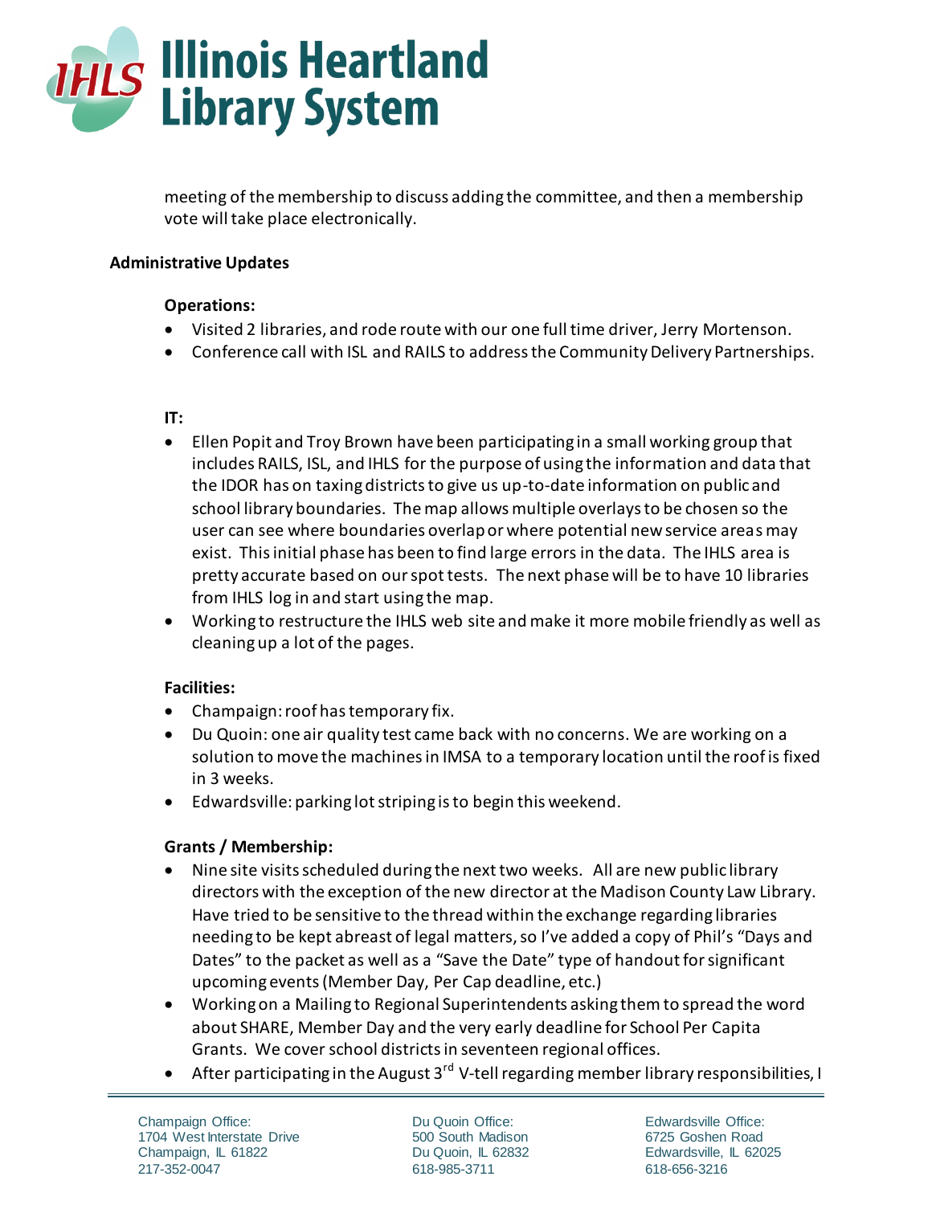meeting of the membership to discuss adding the committee, and then a membership vote will take place electronically.

**Administrative Updates**

**Operations:**

- Visited 2 libraries, and rode route with our one full time driver, Jerry Mortenson.
- Conference call with ISL and RAILS to address the Community Delivery Partnerships.

**IT:**

- Ellen Popit and Troy Brown have been participating in a small working group that includes RAILS, ISL, and IHLS for the purpose of using the information and data that the IDOR has on taxing districts to give us up-to-date information on public and school library boundaries. The map allows multiple overlays to be chosen so the user can see where boundaries overlap or where potential new service areas may exist. This initial phase has been to find large errors in the data. The IHLS area is pretty accurate based on our spot tests. The next phase will be to have 10 libraries from IHLS log in and start using the map.
- Working to restructure the IHLS web site and make it more mobile friendly as well as cleaning up a lot of the pages.

**Facilities:**

- Champaign: roof has temporary fix.
- Du Quoin: one air quality test came back with no concerns. We are working on a solution to move the machines in IMSA to a temporary location until the roof is fixed in 3 weeks.
- Edwardsville: parking lot striping is to begin this weekend.

**Grants / Membership:**

- Nine site visits scheduled during the next two weeks. All are new public library directors with the exception of the new director at the Madison County Law Library. Have tried to be sensitive to the thread within the exchange regarding libraries needing to be kept abreast of legal matters, so I've added a copy of Phil's "Days and Dates" to the packet as well as a "Save the Date" type of handout for significant upcoming events (Member Day, Per Cap deadline, etc.)
- Working on a Mailing to Regional Superintendents asking them to spread the word about SHARE, Member Day and the very early deadline for School Per Capita Grants. We cover school districts in seventeen regional offices.
- After participating in the August 3rd V-tell regarding member library responsibilities, I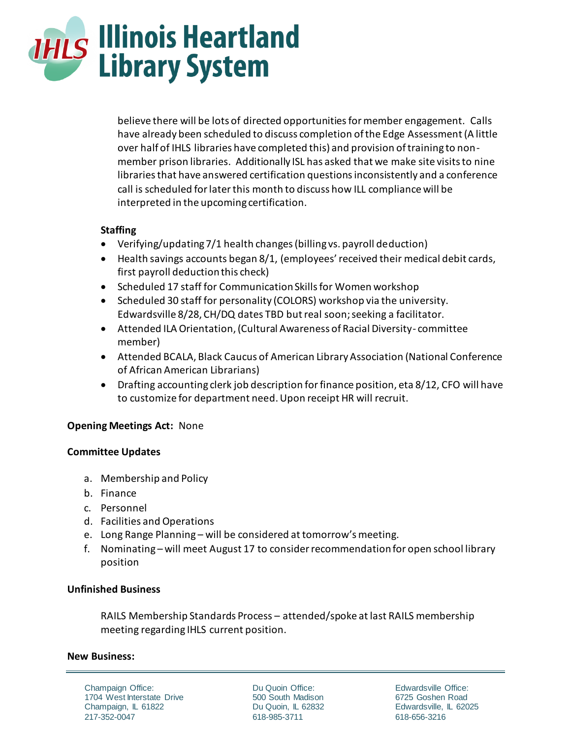believe there will be lots of directed opportunities for member engagement. Calls have already been scheduled to discuss completion of the Edge Assessment (A little over half of IHLS libraries have completed this) and provision of training to non-member prison libraries. Additionally ISL has asked that we make site visits to nine libraries that have answered certification questions inconsistently and a conference call is scheduled for later this month to discuss how ILL compliance will be interpreted in the upcoming certification.

**Staffing**

- Verifying/updating 7/1 health changes (billing vs. payroll deduction)
- Health savings accounts began 8/1, (employees' received their medical debit cards, first payroll deduction this check)
- Scheduled 17 staff for Communication Skills for Women workshop
- Scheduled 30 staff for personality (COLORS) workshop via the university. Edwardsville 8/28, CH/DQ dates TBD but real soon; seeking a facilitator.
- Attended ILA Orientation, (Cultural Awareness of Racial Diversity- committee member)
- Attended BCALA, Black Caucus of American Library Association (National Conference of African American Librarians)
- Drafting accounting clerk job description for finance position, eta 8/12, CFO will have to customize for department need. Upon receipt HR will recruit.

**Opening Meetings Act:** None

**Committee Updates**

a. Membership and Policy
b. Finance
c. Personnel
d. Facilities and Operations
e. Long Range Planning – will be considered at tomorrow's meeting.
f. Nominating – will meet August 17 to consider recommendation for open school library position

**Unfinished Business**

RAILS Membership Standards Process – attended/spoke at last RAILS membership meeting regarding IHLS current position.

**New Business:**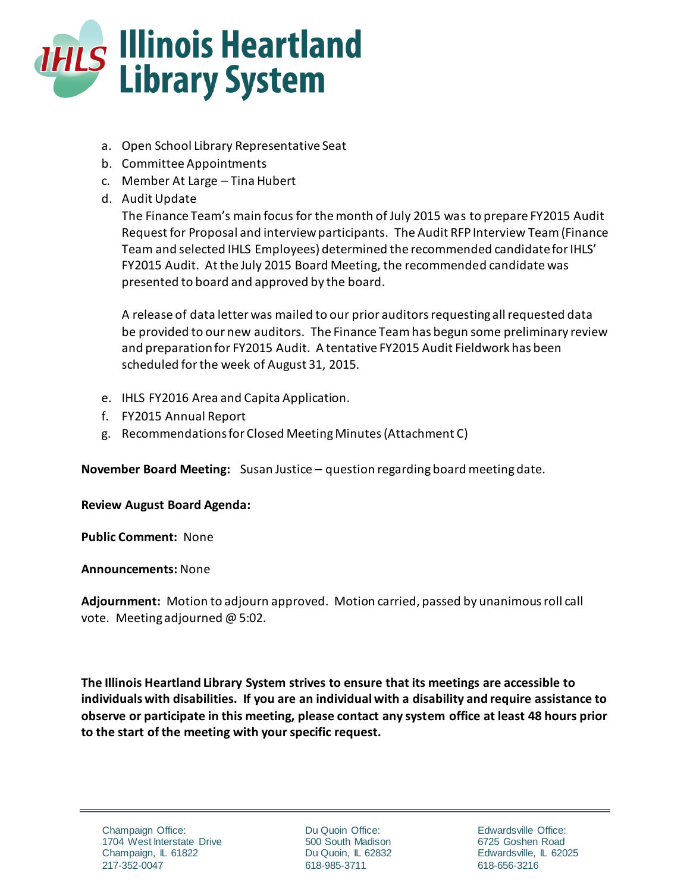a. Open School Library Representative Seat
b. Committee Appointments
c. Member At Large – Tina Hubert
d. Audit Update

   The Finance Team's main focus for the month of July 2015 was to prepare FY2015 Audit Request for Proposal and interview participants. The Audit RFP Interview Team (Finance Team and selected IHLS Employees) determined the recommended candidate for IHLS' FY2015 Audit. At the July 2015 Board Meeting, the recommended candidate was presented to board and approved by the board.

   A release of data letter was mailed to our prior auditors requesting all requested data be provided to our new auditors. The Finance Team has begun some preliminary review and preparation for FY2015 Audit. A tentative FY2015 Audit Fieldwork has been scheduled for the week of August 31, 2015.

e. IHLS FY2016 Area and Capita Application.
f. FY2015 Annual Report
g. Recommendations for Closed Meeting Minutes (Attachment C)

**November Board Meeting:** Susan Justice – question regarding board meeting date.

**Review August Board Agenda:**

**Public Comment:** None

**Announcements:** None

**Adjournment:** Motion to adjourn approved. Motion carried, passed by unanimous roll call vote. Meeting adjourned @ 5:02.

**The Illinois Heartland Library System strives to ensure that its meetings are accessible to individuals with disabilities. If you are an individual with a disability and require assistance to observe or participate in this meeting, please contact any system office at least 48 hours prior to the start of the meeting with your specific request.**

Champaign Office:
1704 West Interstate Drive
Champaign, IL 61822
217-352-0047

Du Quoin Office:
500 South Madison
Du Quoin, IL 62832
618-985-3711

Edwardsville Office:
6725 Goshen Road
Edwardsville, IL 62025
618-656-3216